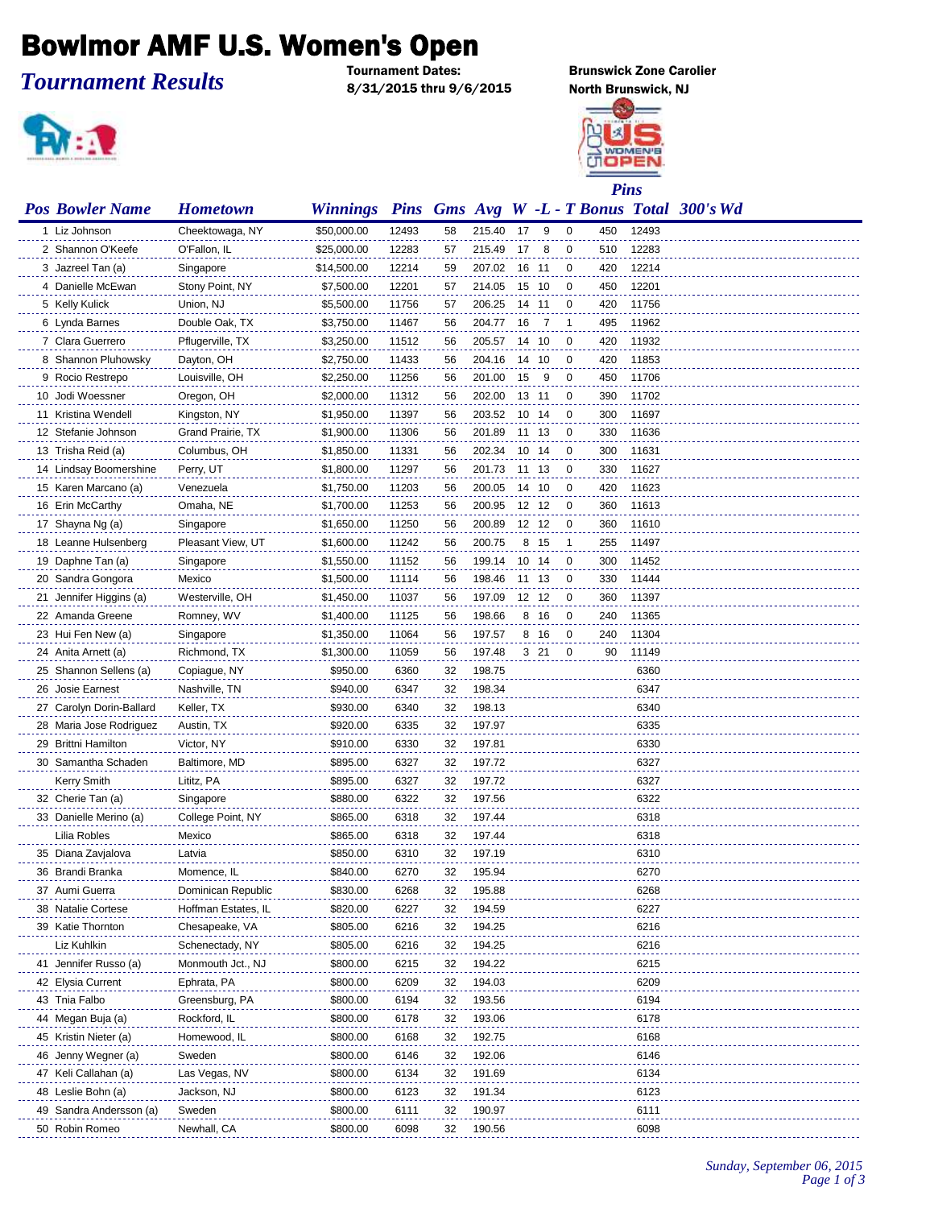# Bowlmor AMF U.S. Women's Open

*Tournament Results*

**Tournament Dates:**
**8/31/2015 thru 9/6/2015**

**Brunswick Zone Carolier**
**North Brunswick, NJ**

| Pos | Bowler Name | Hometown | Winnings | Pins | Gms | Avg | W | L | T | Pins Bonus | Total | 300's | Wd |
|---|---|---|---|---|---|---|---|---|---|---|---|---|---|
| 1 | Liz Johnson | Cheektowaga, NY | $50,000.00 | 12493 | 58 | 215.40 | 17 | 9 | 0 | 450 | 12493 | | |
| 2 | Shannon O'Keefe | O'Fallon, IL | $25,000.00 | 12283 | 57 | 215.49 | 17 | 8 | 0 | 510 | 12283 | | |
| 3 | Jazreel Tan (a) | Singapore | $14,500.00 | 12214 | 59 | 207.02 | 16 | 11 | 0 | 420 | 12214 | | |
| 4 | Danielle McEwan | Stony Point, NY | $7,500.00 | 12201 | 57 | 214.05 | 15 | 10 | 0 | 450 | 12201 | | |
| 5 | Kelly Kulick | Union, NJ | $5,500.00 | 11756 | 57 | 206.25 | 14 | 11 | 0 | 420 | 11756 | | |
| 6 | Lynda Barnes | Double Oak, TX | $3,750.00 | 11467 | 56 | 204.77 | 16 | 7 | 1 | 495 | 11962 | | |
| 7 | Clara Guerrero | Pflugerville, TX | $3,250.00 | 11512 | 56 | 205.57 | 14 | 10 | 0 | 420 | 11932 | | |
| 8 | Shannon Pluhowsky | Dayton, OH | $2,750.00 | 11433 | 56 | 204.16 | 14 | 10 | 0 | 420 | 11853 | | |
| 9 | Rocio Restrepo | Louisville, OH | $2,250.00 | 11256 | 56 | 201.00 | 15 | 9 | 0 | 450 | 11706 | | |
| 10 | Jodi Woessner | Oregon, OH | $2,000.00 | 11312 | 56 | 202.00 | 13 | 11 | 0 | 390 | 11702 | | |
| 11 | Kristina Wendell | Kingston, NY | $1,950.00 | 11397 | 56 | 203.52 | 10 | 14 | 0 | 300 | 11697 | | |
| 12 | Stefanie Johnson | Grand Prairie, TX | $1,900.00 | 11306 | 56 | 201.89 | 11 | 13 | 0 | 330 | 11636 | | |
| 13 | Trisha Reid (a) | Columbus, OH | $1,850.00 | 11331 | 56 | 202.34 | 10 | 14 | 0 | 300 | 11631 | | |
| 14 | Lindsay Boomershine | Perry, UT | $1,800.00 | 11297 | 56 | 201.73 | 11 | 13 | 0 | 330 | 11627 | | |
| 15 | Karen Marcano (a) | Venezuela | $1,750.00 | 11203 | 56 | 200.05 | 14 | 10 | 0 | 420 | 11623 | | |
| 16 | Erin McCarthy | Omaha, NE | $1,700.00 | 11253 | 56 | 200.95 | 12 | 12 | 0 | 360 | 11613 | | |
| 17 | Shayna Ng (a) | Singapore | $1,650.00 | 11250 | 56 | 200.89 | 12 | 12 | 0 | 360 | 11610 | | |
| 18 | Leanne Hulsenberg | Pleasant View, UT | $1,600.00 | 11242 | 56 | 200.75 | 8 | 15 | 1 | 255 | 11497 | | |
| 19 | Daphne Tan (a) | Singapore | $1,550.00 | 11152 | 56 | 199.14 | 10 | 14 | 0 | 300 | 11452 | | |
| 20 | Sandra Gongora | Mexico | $1,500.00 | 11114 | 56 | 198.46 | 11 | 13 | 0 | 330 | 11444 | | |
| 21 | Jennifer Higgins (a) | Westerville, OH | $1,450.00 | 11037 | 56 | 197.09 | 12 | 12 | 0 | 360 | 11397 | | |
| 22 | Amanda Greene | Romney, WV | $1,400.00 | 11125 | 56 | 198.66 | 8 | 16 | 0 | 240 | 11365 | | |
| 23 | Hui Fen New (a) | Singapore | $1,350.00 | 11064 | 56 | 197.57 | 8 | 16 | 0 | 240 | 11304 | | |
| 24 | Anita Arnett (a) | Richmond, TX | $1,300.00 | 11059 | 56 | 197.48 | 3 | 21 | 0 | 90 | 11149 | | |
| 25 | Shannon Sellens (a) | Copiague, NY | $950.00 | 6360 | 32 | 198.75 | | | | | 6360 | | |
| 26 | Josie Earnest | Nashville, TN | $940.00 | 6347 | 32 | 198.34 | | | | | 6347 | | |
| 27 | Carolyn Dorin-Ballard | Keller, TX | $930.00 | 6340 | 32 | 198.13 | | | | | 6340 | | |
| 28 | Maria Jose Rodriguez | Austin, TX | $920.00 | 6335 | 32 | 197.97 | | | | | 6335 | | |
| 29 | Brittni Hamilton | Victor, NY | $910.00 | 6330 | 32 | 197.81 | | | | | 6330 | | |
| 30 | Samantha Schaden | Baltimore, MD | $895.00 | 6327 | 32 | 197.72 | | | | | 6327 | | |
| | Kerry Smith | Lititz, PA | $895.00 | 6327 | 32 | 197.72 | | | | | 6327 | | |
| 32 | Cherie Tan (a) | Singapore | $880.00 | 6322 | 32 | 197.56 | | | | | 6322 | | |
| 33 | Danielle Merino (a) | College Point, NY | $865.00 | 6318 | 32 | 197.44 | | | | | 6318 | | |
| | Lilia Robles | Mexico | $865.00 | 6318 | 32 | 197.44 | | | | | 6318 | | |
| 35 | Diana Zavjalova | Latvia | $850.00 | 6310 | 32 | 197.19 | | | | | 6310 | | |
| 36 | Brandi Branka | Momence, IL | $840.00 | 6270 | 32 | 195.94 | | | | | 6270 | | |
| 37 | Aumi Guerra | Dominican Republic | $830.00 | 6268 | 32 | 195.88 | | | | | 6268 | | |
| 38 | Natalie Cortese | Hoffman Estates, IL | $820.00 | 6227 | 32 | 194.59 | | | | | 6227 | | |
| 39 | Katie Thornton | Chesapeake, VA | $805.00 | 6216 | 32 | 194.25 | | | | | 6216 | | |
| | Liz Kuhlkin | Schenectady, NY | $805.00 | 6216 | 32 | 194.25 | | | | | 6216 | | |
| 41 | Jennifer Russo (a) | Monmouth Jct., NJ | $800.00 | 6215 | 32 | 194.22 | | | | | 6215 | | |
| 42 | Elysia Current | Ephrata, PA | $800.00 | 6209 | 32 | 194.03 | | | | | 6209 | | |
| 43 | Tnia Falbo | Greensburg, PA | $800.00 | 6194 | 32 | 193.56 | | | | | 6194 | | |
| 44 | Megan Buja (a) | Rockford, IL | $800.00 | 6178 | 32 | 193.06 | | | | | 6178 | | |
| 45 | Kristin Nieter (a) | Homewood, IL | $800.00 | 6168 | 32 | 192.75 | | | | | 6168 | | |
| 46 | Jenny Wegner (a) | Sweden | $800.00 | 6146 | 32 | 192.06 | | | | | 6146 | | |
| 47 | Keli Callahan (a) | Las Vegas, NV | $800.00 | 6134 | 32 | 191.69 | | | | | 6134 | | |
| 48 | Leslie Bohn (a) | Jackson, NJ | $800.00 | 6123 | 32 | 191.34 | | | | | 6123 | | |
| 49 | Sandra Andersson (a) | Sweden | $800.00 | 6111 | 32 | 190.97 | | | | | 6111 | | |
| 50 | Robin Romeo | Newhall, CA | $800.00 | 6098 | 32 | 190.56 | | | | | 6098 | | |

*Sunday, September 06, 2015*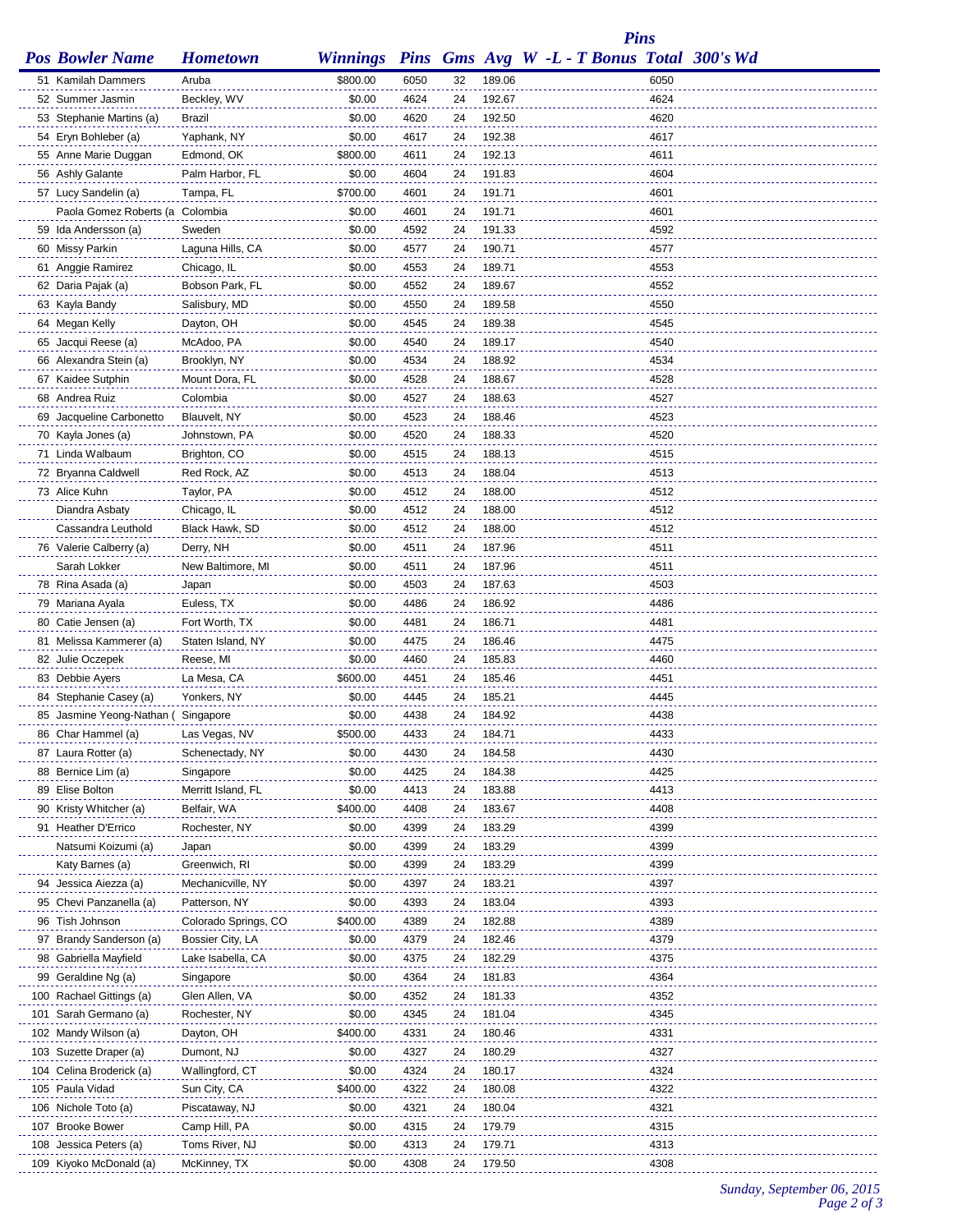| Pos | Bowler Name | Hometown | Winnings | Pins | Gms | Avg | W -L - T | Bonus | Pins Total | 300's | Wd |
|---|---|---|---|---|---|---|---|---|---|---|---|
| 51 | Kamilah Dammers | Aruba | $800.00 | 6050 | 32 | 189.06 | | | 6050 | | |
| 52 | Summer Jasmin | Beckley, WV | $0.00 | 4624 | 24 | 192.67 | | | 4624 | | |
| 53 | Stephanie Martins (a) | Brazil | $0.00 | 4620 | 24 | 192.50 | | | 4620 | | |
| 54 | Eryn Bohleber (a) | Yaphank, NY | $0.00 | 4617 | 24 | 192.38 | | | 4617 | | |
| 55 | Anne Marie Duggan | Edmond, OK | $800.00 | 4611 | 24 | 192.13 | | | 4611 | | |
| 56 | Ashly Galante | Palm Harbor, FL | $0.00 | 4604 | 24 | 191.83 | | | 4604 | | |
| 57 | Lucy Sandelin (a) | Tampa, FL | $700.00 | 4601 | 24 | 191.71 | | | 4601 | | |
| | Paola Gomez Roberts (a | Colombia | $0.00 | 4601 | 24 | 191.71 | | | 4601 | | |
| 59 | Ida Andersson (a) | Sweden | $0.00 | 4592 | 24 | 191.33 | | | 4592 | | |
| 60 | Missy Parkin | Laguna Hills, CA | $0.00 | 4577 | 24 | 190.71 | | | 4577 | | |
| 61 | Anggie Ramirez | Chicago, IL | $0.00 | 4553 | 24 | 189.71 | | | 4553 | | |
| 62 | Daria Pajak (a) | Bobson Park, FL | $0.00 | 4552 | 24 | 189.67 | | | 4552 | | |
| 63 | Kayla Bandy | Salisbury, MD | $0.00 | 4550 | 24 | 189.58 | | | 4550 | | |
| 64 | Megan Kelly | Dayton, OH | $0.00 | 4545 | 24 | 189.38 | | | 4545 | | |
| 65 | Jacqui Reese (a) | McAdoo, PA | $0.00 | 4540 | 24 | 189.17 | | | 4540 | | |
| 66 | Alexandra Stein (a) | Brooklyn, NY | $0.00 | 4534 | 24 | 188.92 | | | 4534 | | |
| 67 | Kaidee Sutphin | Mount Dora, FL | $0.00 | 4528 | 24 | 188.67 | | | 4528 | | |
| 68 | Andrea Ruiz | Colombia | $0.00 | 4527 | 24 | 188.63 | | | 4527 | | |
| 69 | Jacqueline Carbonetto | Blauvelt, NY | $0.00 | 4523 | 24 | 188.46 | | | 4523 | | |
| 70 | Kayla Jones (a) | Johnstown, PA | $0.00 | 4520 | 24 | 188.33 | | | 4520 | | |
| 71 | Linda Walbaum | Brighton, CO | $0.00 | 4515 | 24 | 188.13 | | | 4515 | | |
| 72 | Bryanna Caldwell | Red Rock, AZ | $0.00 | 4513 | 24 | 188.04 | | | 4513 | | |
| 73 | Alice Kuhn | Taylor, PA | $0.00 | 4512 | 24 | 188.00 | | | 4512 | | |
| | Diandra Asbaty | Chicago, IL | $0.00 | 4512 | 24 | 188.00 | | | 4512 | | |
| | Cassandra Leuthold | Black Hawk, SD | $0.00 | 4512 | 24 | 188.00 | | | 4512 | | |
| 76 | Valerie Calberry (a) | Derry, NH | $0.00 | 4511 | 24 | 187.96 | | | 4511 | | |
| | Sarah Lokker | New Baltimore, MI | $0.00 | 4511 | 24 | 187.96 | | | 4511 | | |
| 78 | Rina Asada (a) | Japan | $0.00 | 4503 | 24 | 187.63 | | | 4503 | | |
| 79 | Mariana Ayala | Euless, TX | $0.00 | 4486 | 24 | 186.92 | | | 4486 | | |
| 80 | Catie Jensen (a) | Fort Worth, TX | $0.00 | 4481 | 24 | 186.71 | | | 4481 | | |
| 81 | Melissa Kammerer (a) | Staten Island, NY | $0.00 | 4475 | 24 | 186.46 | | | 4475 | | |
| 82 | Julie Oczepek | Reese, MI | $0.00 | 4460 | 24 | 185.83 | | | 4460 | | |
| 83 | Debbie Ayers | La Mesa, CA | $600.00 | 4451 | 24 | 185.46 | | | 4451 | | |
| 84 | Stephanie Casey (a) | Yonkers, NY | $0.00 | 4445 | 24 | 185.21 | | | 4445 | | |
| 85 | Jasmine Yeong-Nathan ( | Singapore | $0.00 | 4438 | 24 | 184.92 | | | 4438 | | |
| 86 | Char Hammel (a) | Las Vegas, NV | $500.00 | 4433 | 24 | 184.71 | | | 4433 | | |
| 87 | Laura Rotter (a) | Schenectady, NY | $0.00 | 4430 | 24 | 184.58 | | | 4430 | | |
| 88 | Bernice Lim (a) | Singapore | $0.00 | 4425 | 24 | 184.38 | | | 4425 | | |
| 89 | Elise Bolton | Merritt Island, FL | $0.00 | 4413 | 24 | 183.88 | | | 4413 | | |
| 90 | Kristy Whitcher (a) | Belfair, WA | $400.00 | 4408 | 24 | 183.67 | | | 4408 | | |
| 91 | Heather D'Errico | Rochester, NY | $0.00 | 4399 | 24 | 183.29 | | | 4399 | | |
| | Natsumi Koizumi (a) | Japan | $0.00 | 4399 | 24 | 183.29 | | | 4399 | | |
| | Katy Barnes (a) | Greenwich, RI | $0.00 | 4399 | 24 | 183.29 | | | 4399 | | |
| 94 | Jessica Aiezza (a) | Mechanicville, NY | $0.00 | 4397 | 24 | 183.21 | | | 4397 | | |
| 95 | Chevi Panzanella (a) | Patterson, NY | $0.00 | 4393 | 24 | 183.04 | | | 4393 | | |
| 96 | Tish Johnson | Colorado Springs, CO | $400.00 | 4389 | 24 | 182.88 | | | 4389 | | |
| 97 | Brandy Sanderson (a) | Bossier City, LA | $0.00 | 4379 | 24 | 182.46 | | | 4379 | | |
| 98 | Gabriella Mayfield | Lake Isabella, CA | $0.00 | 4375 | 24 | 182.29 | | | 4375 | | |
| 99 | Geraldine Ng (a) | Singapore | $0.00 | 4364 | 24 | 181.83 | | | 4364 | | |
| 100 | Rachael Gittings (a) | Glen Allen, VA | $0.00 | 4352 | 24 | 181.33 | | | 4352 | | |
| 101 | Sarah Germano (a) | Rochester, NY | $0.00 | 4345 | 24 | 181.04 | | | 4345 | | |
| 102 | Mandy Wilson (a) | Dayton, OH | $400.00 | 4331 | 24 | 180.46 | | | 4331 | | |
| 103 | Suzette Draper (a) | Dumont, NJ | $0.00 | 4327 | 24 | 180.29 | | | 4327 | | |
| 104 | Celina Broderick (a) | Wallingford, CT | $0.00 | 4324 | 24 | 180.17 | | | 4324 | | |
| 105 | Paula Vidad | Sun City, CA | $400.00 | 4322 | 24 | 180.08 | | | 4322 | | |
| 106 | Nichole Toto (a) | Piscataway, NJ | $0.00 | 4321 | 24 | 180.04 | | | 4321 | | |
| 107 | Brooke Bower | Camp Hill, PA | $0.00 | 4315 | 24 | 179.79 | | | 4315 | | |
| 108 | Jessica Peters (a) | Toms River, NJ | $0.00 | 4313 | 24 | 179.71 | | | 4313 | | |
| 109 | Kiyoko McDonald (a) | McKinney, TX | $0.00 | 4308 | 24 | 179.50 | | | 4308 | | |

*Sunday, September 06, 2015*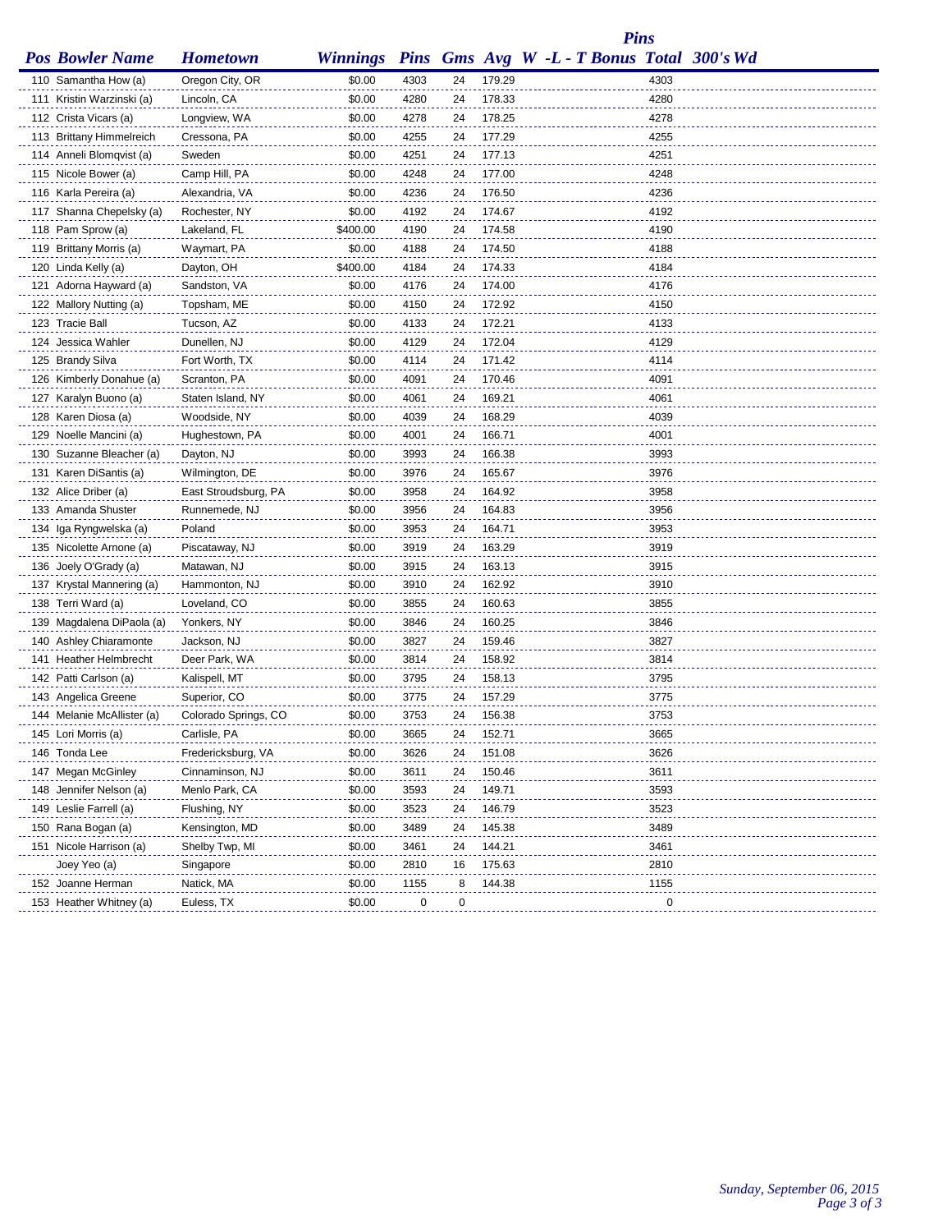| Pos | Bowler Name | Hometown | Winnings | Pins | Gms | Avg | W -L - T | Bonus | Pins Total | 300's | Wd |
|---|---|---|---|---|---|---|---|---|---|---|---|
| 110 | Samantha How (a) | Oregon City, OR | $0.00 | 4303 | 24 | 179.29 | | | 4303 | | |
| 111 | Kristin Warzinski (a) | Lincoln, CA | $0.00 | 4280 | 24 | 178.33 | | | 4280 | | |
| 112 | Crista Vicars (a) | Longview, WA | $0.00 | 4278 | 24 | 178.25 | | | 4278 | | |
| 113 | Brittany Himmelreich | Cressona, PA | $0.00 | 4255 | 24 | 177.29 | | | 4255 | | |
| 114 | Anneli Blomqvist (a) | Sweden | $0.00 | 4251 | 24 | 177.13 | | | 4251 | | |
| 115 | Nicole Bower (a) | Camp Hill, PA | $0.00 | 4248 | 24 | 177.00 | | | 4248 | | |
| 116 | Karla Pereira (a) | Alexandria, VA | $0.00 | 4236 | 24 | 176.50 | | | 4236 | | |
| 117 | Shanna Chepelsky (a) | Rochester, NY | $0.00 | 4192 | 24 | 174.67 | | | 4192 | | |
| 118 | Pam Sprow (a) | Lakeland, FL | $400.00 | 4190 | 24 | 174.58 | | | 4190 | | |
| 119 | Brittany Morris (a) | Waymart, PA | $0.00 | 4188 | 24 | 174.50 | | | 4188 | | |
| 120 | Linda Kelly (a) | Dayton, OH | $400.00 | 4184 | 24 | 174.33 | | | 4184 | | |
| 121 | Adorna Hayward (a) | Sandston, VA | $0.00 | 4176 | 24 | 174.00 | | | 4176 | | |
| 122 | Mallory Nutting (a) | Topsham, ME | $0.00 | 4150 | 24 | 172.92 | | | 4150 | | |
| 123 | Tracie Ball | Tucson, AZ | $0.00 | 4133 | 24 | 172.21 | | | 4133 | | |
| 124 | Jessica Wahler | Dunellen, NJ | $0.00 | 4129 | 24 | 172.04 | | | 4129 | | |
| 125 | Brandy Silva | Fort Worth, TX | $0.00 | 4114 | 24 | 171.42 | | | 4114 | | |
| 126 | Kimberly Donahue (a) | Scranton, PA | $0.00 | 4091 | 24 | 170.46 | | | 4091 | | |
| 127 | Karalyn Buono (a) | Staten Island, NY | $0.00 | 4061 | 24 | 169.21 | | | 4061 | | |
| 128 | Karen Diosa (a) | Woodside, NY | $0.00 | 4039 | 24 | 168.29 | | | 4039 | | |
| 129 | Noelle Mancini (a) | Hughestown, PA | $0.00 | 4001 | 24 | 166.71 | | | 4001 | | |
| 130 | Suzanne Bleacher (a) | Dayton, NJ | $0.00 | 3993 | 24 | 166.38 | | | 3993 | | |
| 131 | Karen DiSantis (a) | Wilmington, DE | $0.00 | 3976 | 24 | 165.67 | | | 3976 | | |
| 132 | Alice Driber (a) | East Stroudsburg, PA | $0.00 | 3958 | 24 | 164.92 | | | 3958 | | |
| 133 | Amanda Shuster | Runnemede, NJ | $0.00 | 3956 | 24 | 164.83 | | | 3956 | | |
| 134 | Iga Ryngwelska (a) | Poland | $0.00 | 3953 | 24 | 164.71 | | | 3953 | | |
| 135 | Nicolette Arnone (a) | Piscataway, NJ | $0.00 | 3919 | 24 | 163.29 | | | 3919 | | |
| 136 | Joely O'Grady (a) | Matawan, NJ | $0.00 | 3915 | 24 | 163.13 | | | 3915 | | |
| 137 | Krystal Mannering (a) | Hammonton, NJ | $0.00 | 3910 | 24 | 162.92 | | | 3910 | | |
| 138 | Terri Ward (a) | Loveland, CO | $0.00 | 3855 | 24 | 160.63 | | | 3855 | | |
| 139 | Magdalena DiPaola (a) | Yonkers, NY | $0.00 | 3846 | 24 | 160.25 | | | 3846 | | |
| 140 | Ashley Chiaramonte | Jackson, NJ | $0.00 | 3827 | 24 | 159.46 | | | 3827 | | |
| 141 | Heather Helmbrecht | Deer Park, WA | $0.00 | 3814 | 24 | 158.92 | | | 3814 | | |
| 142 | Patti Carlson (a) | Kalispell, MT | $0.00 | 3795 | 24 | 158.13 | | | 3795 | | |
| 143 | Angelica Greene | Superior, CO | $0.00 | 3775 | 24 | 157.29 | | | 3775 | | |
| 144 | Melanie McAllister (a) | Colorado Springs, CO | $0.00 | 3753 | 24 | 156.38 | | | 3753 | | |
| 145 | Lori Morris (a) | Carlisle, PA | $0.00 | 3665 | 24 | 152.71 | | | 3665 | | |
| 146 | Tonda Lee | Fredericksburg, VA | $0.00 | 3626 | 24 | 151.08 | | | 3626 | | |
| 147 | Megan McGinley | Cinnaminson, NJ | $0.00 | 3611 | 24 | 150.46 | | | 3611 | | |
| 148 | Jennifer Nelson (a) | Menlo Park, CA | $0.00 | 3593 | 24 | 149.71 | | | 3593 | | |
| 149 | Leslie Farrell (a) | Flushing, NY | $0.00 | 3523 | 24 | 146.79 | | | 3523 | | |
| 150 | Rana Bogan (a) | Kensington, MD | $0.00 | 3489 | 24 | 145.38 | | | 3489 | | |
| 151 | Nicole Harrison (a) | Shelby Twp, MI | $0.00 | 3461 | 24 | 144.21 | | | 3461 | | |
| | Joey Yeo (a) | Singapore | $0.00 | 2810 | 16 | 175.63 | | | 2810 | | |
| 152 | Joanne Herman | Natick, MA | $0.00 | 1155 | 8 | 144.38 | | | 1155 | | |
| 153 | Heather Whitney (a) | Euless, TX | $0.00 | 0 | 0 | | | | 0 | | |

*Sunday, September 06, 2015*